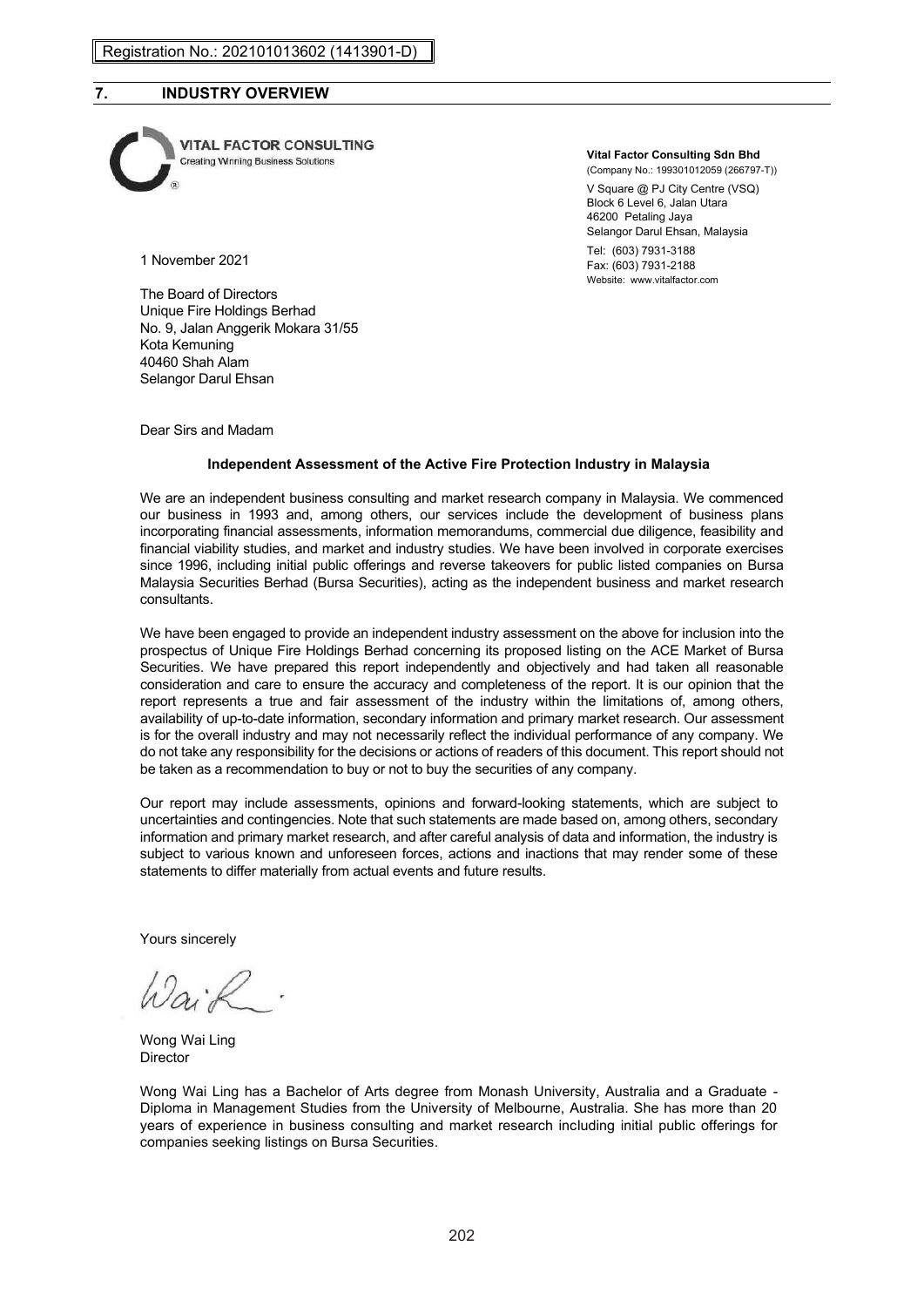Registration No.: 202101013602 (1413901-D)

## 7. INDUSTRY OVERVIEW

VITAL FACTOR CONSULTING
Creating Winning Business Solutions

**Vital Factor Consulting Sdn Bhd**
(Company No.: 199301012059 (266797-T))
V Square @ PJ City Centre (VSQ)
Block 6 Level 6, Jalan Utara
46200 Petaling Jaya
Selangor Darul Ehsan, Malaysia
Tel: (603) 7931-3188
Fax: (603) 7931-2188
Website: www.vitalfactor.com

1 November 2021

The Board of Directors
Unique Fire Holdings Berhad
No. 9, Jalan Anggerik Mokara 31/55
Kota Kemuning
40460 Shah Alam
Selangor Darul Ehsan

Dear Sirs and Madam

**Independent Assessment of the Active Fire Protection Industry in Malaysia**

We are an independent business consulting and market research company in Malaysia. We commenced our business in 1993 and, among others, our services include the development of business plans incorporating financial assessments, information memorandums, commercial due diligence, feasibility and financial viability studies, and market and industry studies. We have been involved in corporate exercises since 1996, including initial public offerings and reverse takeovers for public listed companies on Bursa Malaysia Securities Berhad (Bursa Securities), acting as the independent business and market research consultants.

We have been engaged to provide an independent industry assessment on the above for inclusion into the prospectus of Unique Fire Holdings Berhad concerning its proposed listing on the ACE Market of Bursa Securities. We have prepared this report independently and objectively and had taken all reasonable consideration and care to ensure the accuracy and completeness of the report. It is our opinion that the report represents a true and fair assessment of the industry within the limitations of, among others, availability of up-to-date information, secondary information and primary market research. Our assessment is for the overall industry and may not necessarily reflect the individual performance of any company. We do not take any responsibility for the decisions or actions of readers of this document. This report should not be taken as a recommendation to buy or not to buy the securities of any company.

Our report may include assessments, opinions and forward-looking statements, which are subject to uncertainties and contingencies. Note that such statements are made based on, among others, secondary information and primary market research, and after careful analysis of data and information, the industry is subject to various known and unforeseen forces, actions and inactions that may render some of these statements to differ materially from actual events and future results.

Yours sincerely

Wong Wai Ling
Director

Wong Wai Ling has a Bachelor of Arts degree from Monash University, Australia and a Graduate - Diploma in Management Studies from the University of Melbourne, Australia. She has more than 20 years of experience in business consulting and market research including initial public offerings for companies seeking listings on Bursa Securities.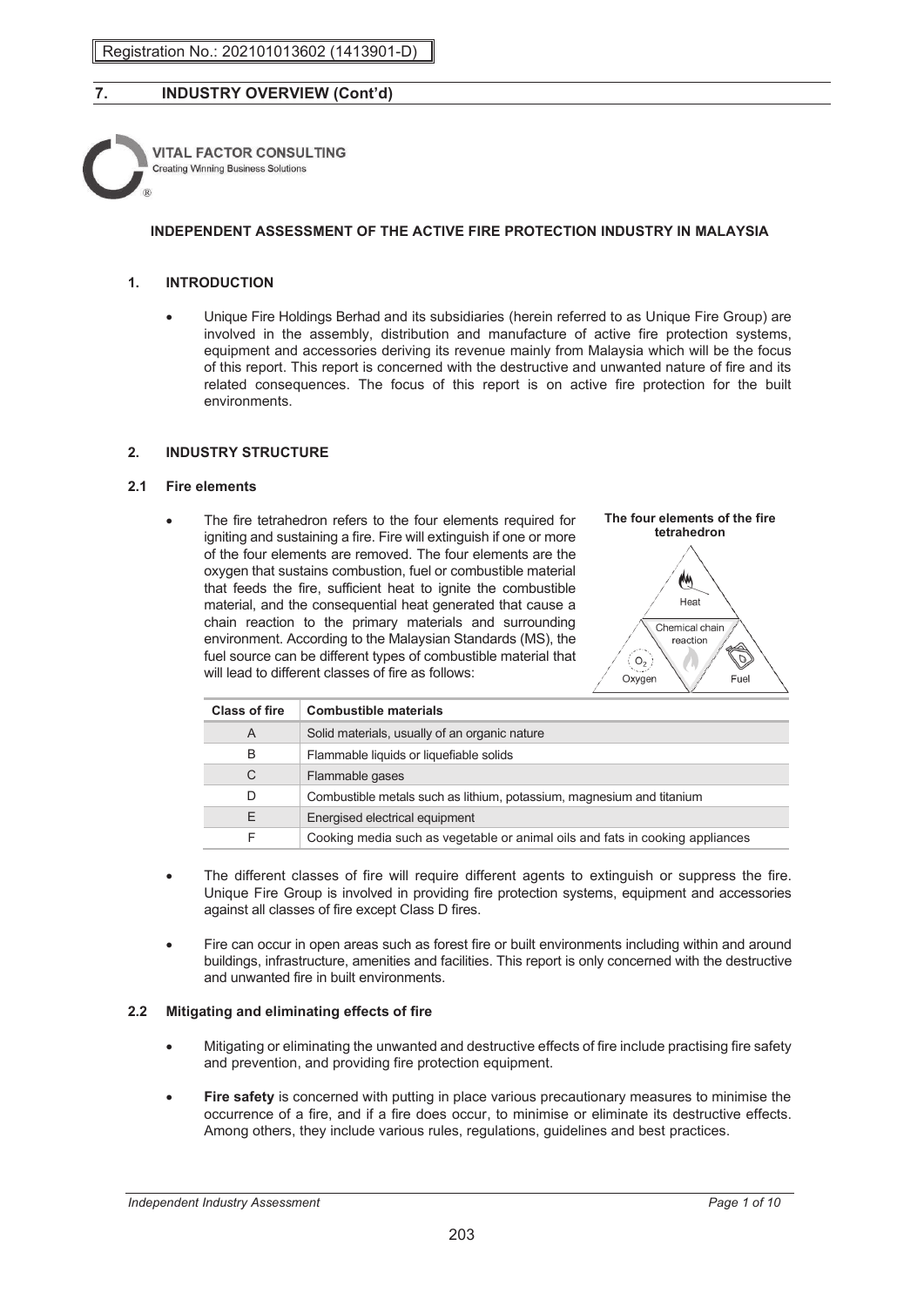## 7. INDUSTRY OVERVIEW (Cont'd)

VITAL FACTOR CONSULTING
Creating Winning Business Solutions

### INDEPENDENT ASSESSMENT OF THE ACTIVE FIRE PROTECTION INDUSTRY IN MALAYSIA

### 1. INTRODUCTION

- Unique Fire Holdings Berhad and its subsidiaries (herein referred to as Unique Fire Group) are involved in the assembly, distribution and manufacture of active fire protection systems, equipment and accessories deriving its revenue mainly from Malaysia which will be the focus of this report. This report is concerned with the destructive and unwanted nature of fire and its related consequences. The focus of this report is on active fire protection for the built environments.

### 2. INDUSTRY STRUCTURE

#### 2.1 Fire elements

- The fire tetrahedron refers to the four elements required for igniting and sustaining a fire. Fire will extinguish if one or more of the four elements are removed. The four elements are the oxygen that sustains combustion, fuel or combustible material that feeds the fire, sufficient heat to ignite the combustible material, and the consequential heat generated that cause a chain reaction to the primary materials and surrounding environment. According to the Malaysian Standards (MS), the fuel source can be different types of combustible material that will lead to different classes of fire as follows:

**The four elements of the fire tetrahedron**

Heat
Chemical chain reaction
$O_2$
Oxygen
Fuel

| Class of fire | Combustible materials |
|---|---|
| A | Solid materials, usually of an organic nature |
| B | Flammable liquids or liquefiable solids |
| C | Flammable gases |
| D | Combustible metals such as lithium, potassium, magnesium and titanium |
| E | Energised electrical equipment |
| F | Cooking media such as vegetable or animal oils and fats in cooking appliances |

- The different classes of fire will require different agents to extinguish or suppress the fire. Unique Fire Group is involved in providing fire protection systems, equipment and accessories against all classes of fire except Class D fires.

- Fire can occur in open areas such as forest fire or built environments including within and around buildings, infrastructure, amenities and facilities. This report is only concerned with the destructive and unwanted fire in built environments.

#### 2.2 Mitigating and eliminating effects of fire

- Mitigating or eliminating the unwanted and destructive effects of fire include practising fire safety and prevention, and providing fire protection equipment.

- **Fire safety** is concerned with putting in place various precautionary measures to minimise the occurrence of a fire, and if a fire does occur, to minimise or eliminate its destructive effects. Among others, they include various rules, regulations, guidelines and best practices.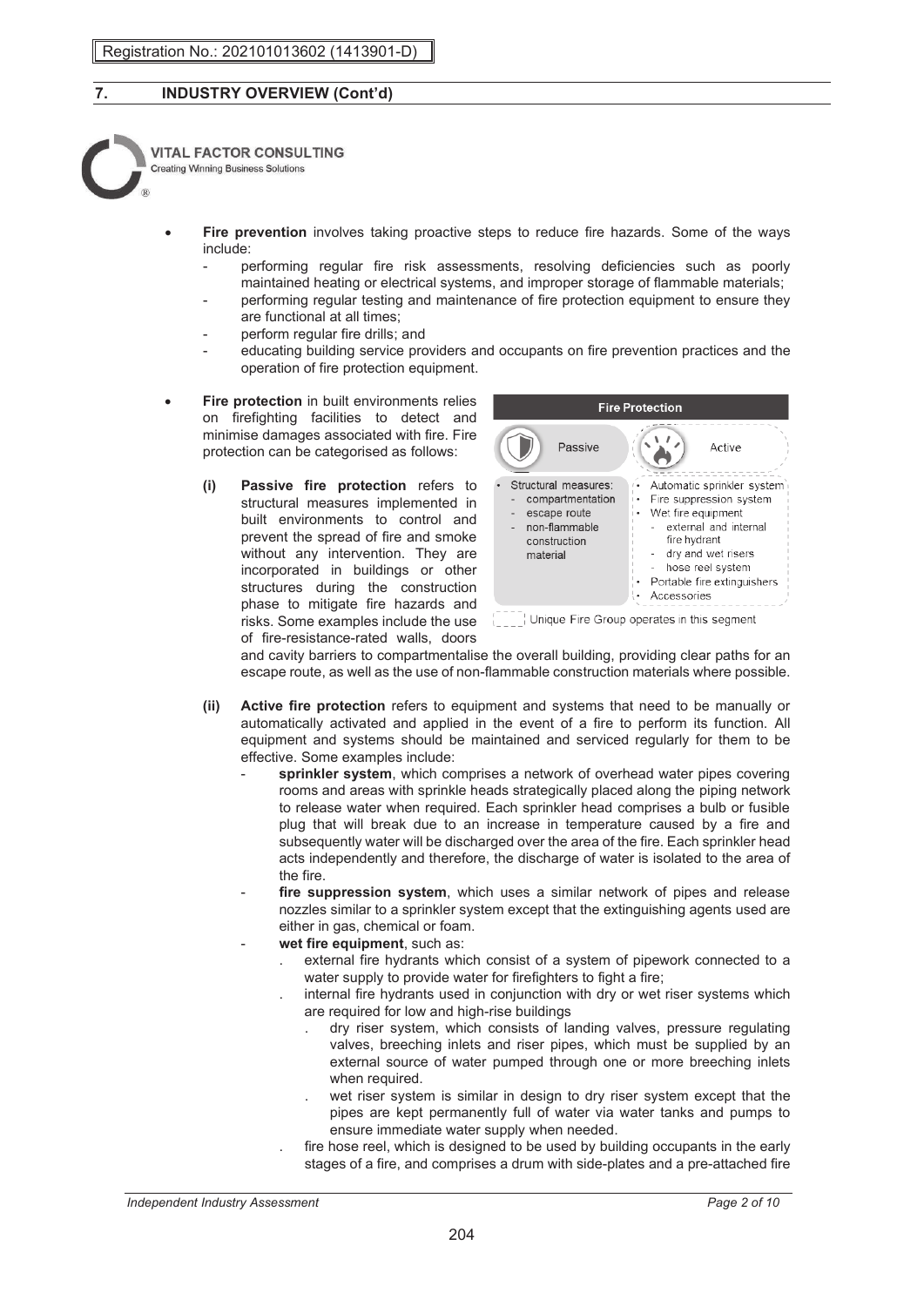## 7. INDUSTRY OVERVIEW (Cont'd)

- **Fire prevention** involves taking proactive steps to reduce fire hazards. Some of the ways include:
  - performing regular fire risk assessments, resolving deficiencies such as poorly maintained heating or electrical systems, and improper storage of flammable materials;
  - performing regular testing and maintenance of fire protection equipment to ensure they are functional at all times;
  - perform regular fire drills; and
  - educating building service providers and occupants on fire prevention practices and the operation of fire protection equipment.

- **Fire protection** in built environments relies on firefighting facilities to detect and minimise damages associated with fire. Fire protection can be categorised as follows:

| Fire Protection | |
|---|---|
| Passive | Active |
| • Structural measures:<br>- compartmentation<br>- escape route<br>- non-flammable construction material | • Automatic sprinkler system<br>• Fire suppression system<br>• Wet fire equipment<br>- external and internal fire hydrant<br>- dry and wet risers<br>- hose reel system<br>• Portable fire extinguishers<br>• Accessories |

Unique Fire Group operates in this segment

  **(i) Passive fire protection** refers to structural measures implemented in built environments to control and prevent the spread of fire and smoke without any intervention. They are incorporated in buildings or other structures during the construction phase to mitigate fire hazards and risks. Some examples include the use of fire-resistance-rated walls, doors and cavity barriers to compartmentalise the overall building, providing clear paths for an escape route, as well as the use of non-flammable construction materials where possible.

  **(ii) Active fire protection** refers to equipment and systems that need to be manually or automatically activated and applied in the event of a fire to perform its function. All equipment and systems should be maintained and serviced regularly for them to be effective. Some examples include:
  - **sprinkler system**, which comprises a network of overhead water pipes covering rooms and areas with sprinkle heads strategically placed along the piping network to release water when required. Each sprinkler head comprises a bulb or fusible plug that will break due to an increase in temperature caused by a fire and subsequently water will be discharged over the area of the fire. Each sprinkler head acts independently and therefore, the discharge of water is isolated to the area of the fire.
  - **fire suppression system**, which uses a similar network of pipes and release nozzles similar to a sprinkler system except that the extinguishing agents used are either in gas, chemical or foam.
  - **wet fire equipment**, such as:
    - external fire hydrants which consist of a system of pipework connected to a water supply to provide water for firefighters to fight a fire;
    - internal fire hydrants used in conjunction with dry or wet riser systems which are required for low and high-rise buildings
      - dry riser system, which consists of landing valves, pressure regulating valves, breeching inlets and riser pipes, which must be supplied by an external source of water pumped through one or more breeching inlets when required.
      - wet riser system is similar in design to dry riser system except that the pipes are kept permanently full of water via water tanks and pumps to ensure immediate water supply when needed.
    - fire hose reel, which is designed to be used by building occupants in the early stages of a fire, and comprises a drum with side-plates and a pre-attached fire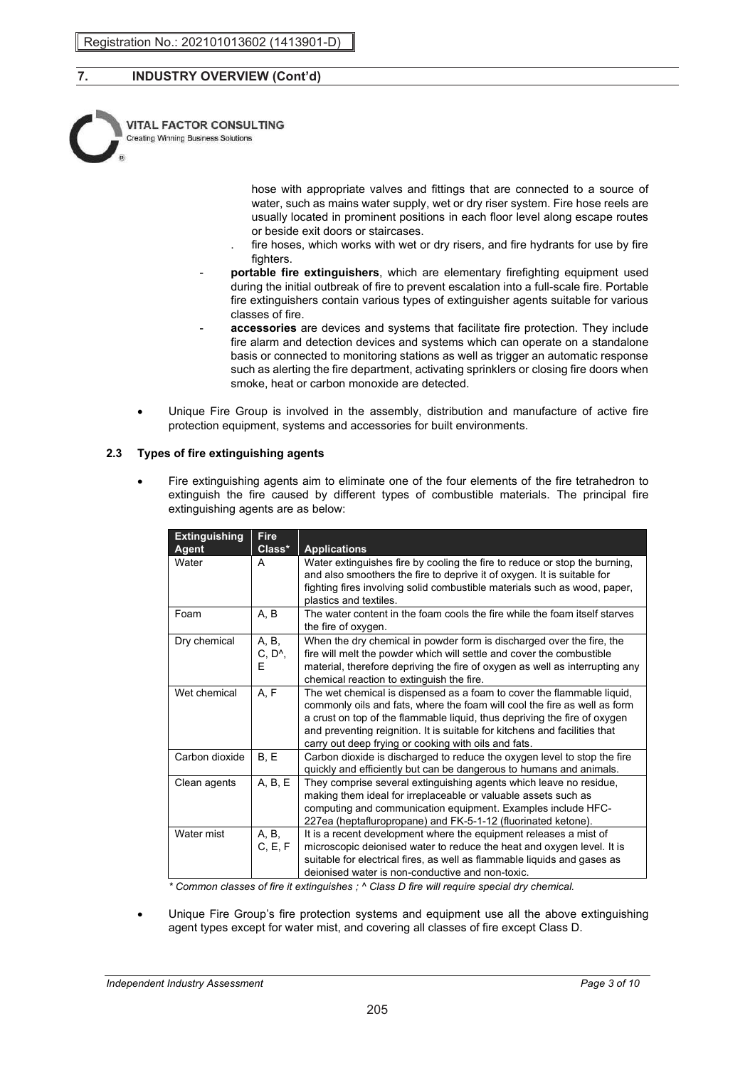hose with appropriate valves and fittings that are connected to a source of water, such as mains water supply, wet or dry riser system. Fire hose reels are usually located in prominent positions in each floor level along escape routes or beside exit doors or staircases.

  . fire hoses, which works with wet or dry risers, and fire hydrants for use by fire fighters.

- **portable fire extinguishers**, which are elementary firefighting equipment used during the initial outbreak of fire to prevent escalation into a full-scale fire. Portable fire extinguishers contain various types of extinguisher agents suitable for various classes of fire.
- **accessories** are devices and systems that facilitate fire protection. They include fire alarm and detection devices and systems which can operate on a standalone basis or connected to monitoring stations as well as trigger an automatic response such as alerting the fire department, activating sprinklers or closing fire doors when smoke, heat or carbon monoxide are detected.

- Unique Fire Group is involved in the assembly, distribution and manufacture of active fire protection equipment, systems and accessories for built environments.

### 2.3 Types of fire extinguishing agents

- Fire extinguishing agents aim to eliminate one of the four elements of the fire tetrahedron to extinguish the fire caused by different types of combustible materials. The principal fire extinguishing agents are as below:

| Extinguishing Agent | Fire Class* | Applications |
|---|---|---|
| Water | A | Water extinguishes fire by cooling the fire to reduce or stop the burning, and also smoothers the fire to deprive it of oxygen. It is suitable for fighting fires involving solid combustible materials such as wood, paper, plastics and textiles. |
| Foam | A, B | The water content in the foam cools the fire while the foam itself starves the fire of oxygen. |
| Dry chemical | A, B, C, D^, E | When the dry chemical in powder form is discharged over the fire, the fire will melt the powder which will settle and cover the combustible material, therefore depriving the fire of oxygen as well as interrupting any chemical reaction to extinguish the fire. |
| Wet chemical | A, F | The wet chemical is dispensed as a foam to cover the flammable liquid, commonly oils and fats, where the foam will cool the fire as well as form a crust on top of the flammable liquid, thus depriving the fire of oxygen and preventing reignition. It is suitable for kitchens and facilities that carry out deep frying or cooking with oils and fats. |
| Carbon dioxide | B, E | Carbon dioxide is discharged to reduce the oxygen level to stop the fire quickly and efficiently but can be dangerous to humans and animals. |
| Clean agents | A, B, E | They comprise several extinguishing agents which leave no residue, making them ideal for irreplaceable or valuable assets such as computing and communication equipment. Examples include HFC-227ea (heptafluropropane) and FK-5-1-12 (fluorinated ketone). |
| Water mist | A, B, C, E, F | It is a recent development where the equipment releases a mist of microscopic deionised water to reduce the heat and oxygen level. It is suitable for electrical fires, as well as flammable liquids and gases as deionised water is non-conductive and non-toxic. |

*\* Common classes of fire it extinguishes ; ^ Class D fire will require special dry chemical.*

- Unique Fire Group's fire protection systems and equipment use all the above extinguishing agent types except for water mist, and covering all classes of fire except Class D.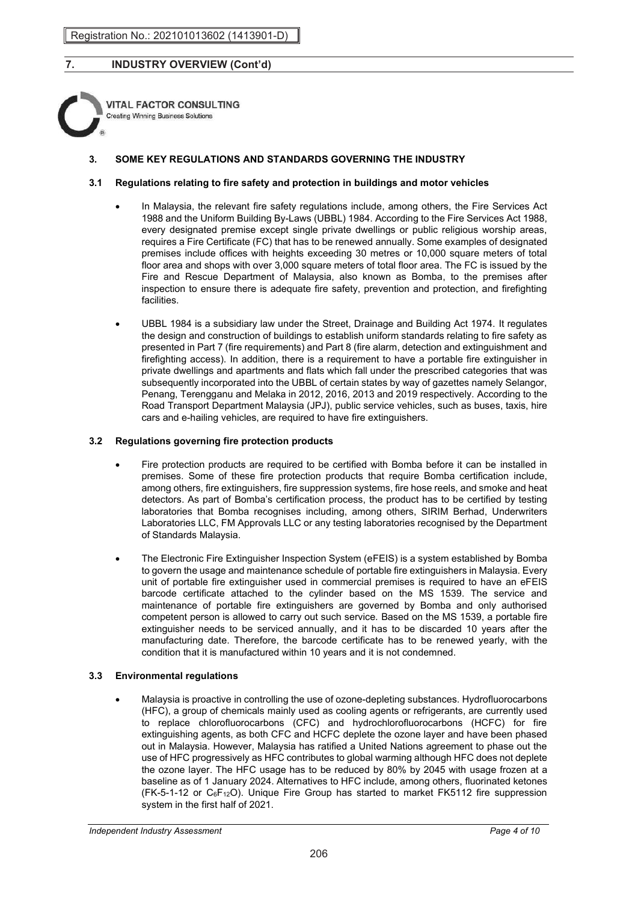## 7. INDUSTRY OVERVIEW (Cont'd)

### 3. SOME KEY REGULATIONS AND STANDARDS GOVERNING THE INDUSTRY

#### 3.1 Regulations relating to fire safety and protection in buildings and motor vehicles

- In Malaysia, the relevant fire safety regulations include, among others, the Fire Services Act 1988 and the Uniform Building By-Laws (UBBL) 1984. According to the Fire Services Act 1988, every designated premise except single private dwellings or public religious worship areas, requires a Fire Certificate (FC) that has to be renewed annually. Some examples of designated premises include offices with heights exceeding 30 metres or 10,000 square meters of total floor area and shops with over 3,000 square meters of total floor area. The FC is issued by the Fire and Rescue Department of Malaysia, also known as Bomba, to the premises after inspection to ensure there is adequate fire safety, prevention and protection, and firefighting facilities.

- UBBL 1984 is a subsidiary law under the Street, Drainage and Building Act 1974. It regulates the design and construction of buildings to establish uniform standards relating to fire safety as presented in Part 7 (fire requirements) and Part 8 (fire alarm, detection and extinguishment and firefighting access). In addition, there is a requirement to have a portable fire extinguisher in private dwellings and apartments and flats which fall under the prescribed categories that was subsequently incorporated into the UBBL of certain states by way of gazettes namely Selangor, Penang, Terengganu and Melaka in 2012, 2016, 2013 and 2019 respectively. According to the Road Transport Department Malaysia (JPJ), public service vehicles, such as buses, taxis, hire cars and e-hailing vehicles, are required to have fire extinguishers.

#### 3.2 Regulations governing fire protection products

- Fire protection products are required to be certified with Bomba before it can be installed in premises. Some of these fire protection products that require Bomba certification include, among others, fire extinguishers, fire suppression systems, fire hose reels, and smoke and heat detectors. As part of Bomba's certification process, the product has to be certified by testing laboratories that Bomba recognises including, among others, SIRIM Berhad, Underwriters Laboratories LLC, FM Approvals LLC or any testing laboratories recognised by the Department of Standards Malaysia.

- The Electronic Fire Extinguisher Inspection System (eFEIS) is a system established by Bomba to govern the usage and maintenance schedule of portable fire extinguishers in Malaysia. Every unit of portable fire extinguisher used in commercial premises is required to have an eFEIS barcode certificate attached to the cylinder based on the MS 1539. The service and maintenance of portable fire extinguishers are governed by Bomba and only authorised competent person is allowed to carry out such service. Based on the MS 1539, a portable fire extinguisher needs to be serviced annually, and it has to be discarded 10 years after the manufacturing date. Therefore, the barcode certificate has to be renewed yearly, with the condition that it is manufactured within 10 years and it is not condemned.

#### 3.3 Environmental regulations

- Malaysia is proactive in controlling the use of ozone-depleting substances. Hydrofluorocarbons (HFC), a group of chemicals mainly used as cooling agents or refrigerants, are currently used to replace chlorofluorocarbons (CFC) and hydrochlorofluorocarbons (HCFC) for fire extinguishing agents, as both CFC and HCFC deplete the ozone layer and have been phased out in Malaysia. However, Malaysia has ratified a United Nations agreement to phase out the use of HFC progressively as HFC contributes to global warming although HFC does not deplete the ozone layer. The HFC usage has to be reduced by 80% by 2045 with usage frozen at a baseline as of 1 January 2024. Alternatives to HFC include, among others, fluorinated ketones (FK-5-1-12 or $C_6F_{12}O$). Unique Fire Group has started to market FK5112 fire suppression system in the first half of 2021.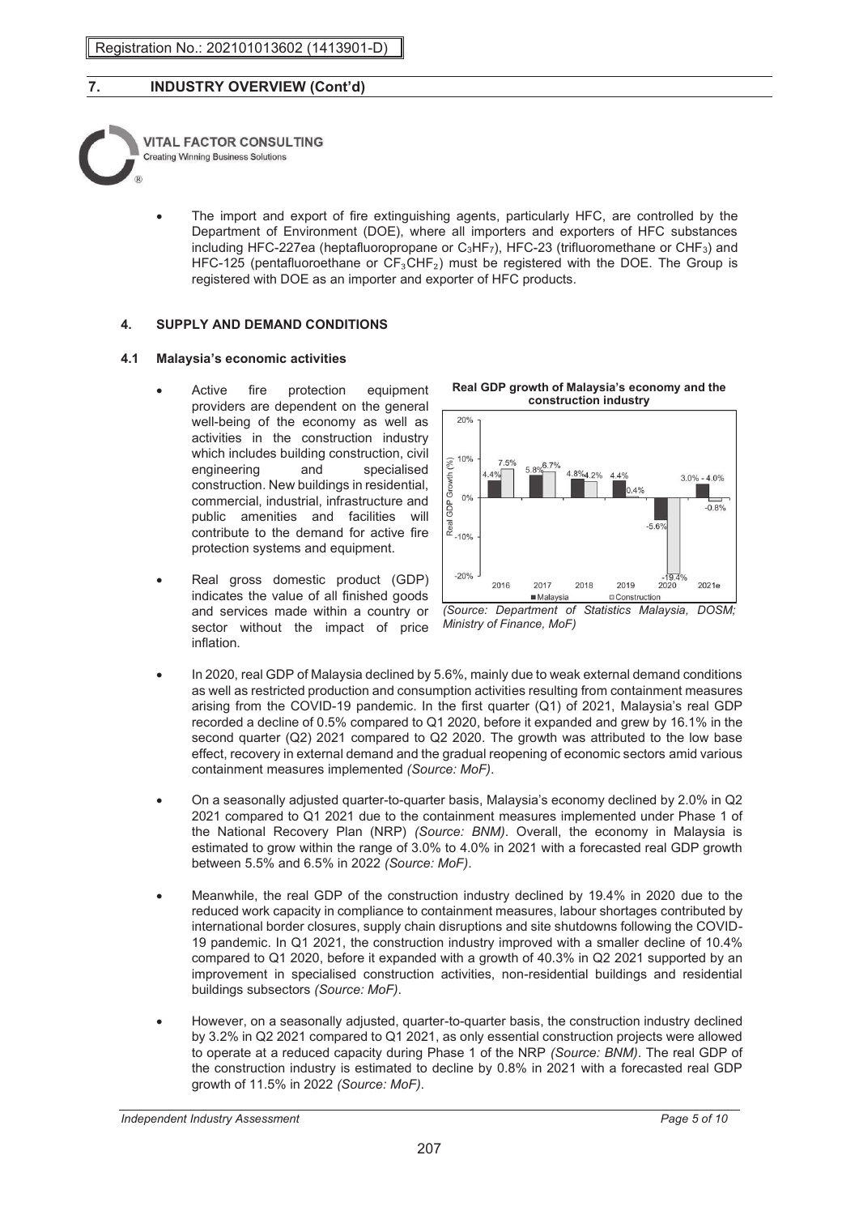- The import and export of fire extinguishing agents, particularly HFC, are controlled by the Department of Environment (DOE), where all importers and exporters of HFC substances including HFC-227ea (heptafluoropropane or $C_3HF_7$), HFC-23 (trifluoromethane or $CHF_3$) and HFC-125 (pentafluoroethane or $CF_3CHF_2$) must be registered with the DOE. The Group is registered with DOE as an importer and exporter of HFC products.

### 4. SUPPLY AND DEMAND CONDITIONS

#### 4.1 Malaysia's economic activities

- Active fire protection equipment providers are dependent on the general well-being of the economy as well as activities in the construction industry which includes building construction, civil engineering and specialised construction. New buildings in residential, commercial, industrial, infrastructure and public amenities and facilities will contribute to the demand for active fire protection systems and equipment.

- Real gross domestic product (GDP) indicates the value of all finished goods and services made within a country or sector without the impact of price inflation.

**Real GDP growth of Malaysia's economy and the construction industry**

| Year | Malaysia | Construction |
|---|---|---|
| 2016 | 4.4% | 7.5% |
| 2017 | 5.8% | 6.7% |
| 2018 | 4.8% | 4.2% |
| 2019 | 4.4% | 0.4% |
| 2020 | -5.6% | -19.4% |
| 2021e | 3.0% - 4.0% | -0.8% |

*(Source: Department of Statistics Malaysia, DOSM; Ministry of Finance, MoF)*

- In 2020, real GDP of Malaysia declined by 5.6%, mainly due to weak external demand conditions as well as restricted production and consumption activities resulting from containment measures arising from the COVID-19 pandemic. In the first quarter (Q1) of 2021, Malaysia's real GDP recorded a decline of 0.5% compared to Q1 2020, before it expanded and grew by 16.1% in the second quarter (Q2) 2021 compared to Q2 2020. The growth was attributed to the low base effect, recovery in external demand and the gradual reopening of economic sectors amid various containment measures implemented *(Source: MoF)*.

- On a seasonally adjusted quarter-to-quarter basis, Malaysia's economy declined by 2.0% in Q2 2021 compared to Q1 2021 due to the containment measures implemented under Phase 1 of the National Recovery Plan (NRP) *(Source: BNM)*. Overall, the economy in Malaysia is estimated to grow within the range of 3.0% to 4.0% in 2021 with a forecasted real GDP growth between 5.5% and 6.5% in 2022 *(Source: MoF)*.

- Meanwhile, the real GDP of the construction industry declined by 19.4% in 2020 due to the reduced work capacity in compliance to containment measures, labour shortages contributed by international border closures, supply chain disruptions and site shutdowns following the COVID-19 pandemic. In Q1 2021, the construction industry improved with a smaller decline of 10.4% compared to Q1 2020, before it expanded with a growth of 40.3% in Q2 2021 supported by an improvement in specialised construction activities, non-residential buildings and residential buildings subsectors *(Source: MoF)*.

- However, on a seasonally adjusted, quarter-to-quarter basis, the construction industry declined by 3.2% in Q2 2021 compared to Q1 2021, as only essential construction projects were allowed to operate at a reduced capacity during Phase 1 of the NRP *(Source: BNM)*. The real GDP of the construction industry is estimated to decline by 0.8% in 2021 with a forecasted real GDP growth of 11.5% in 2022 *(Source: MoF)*.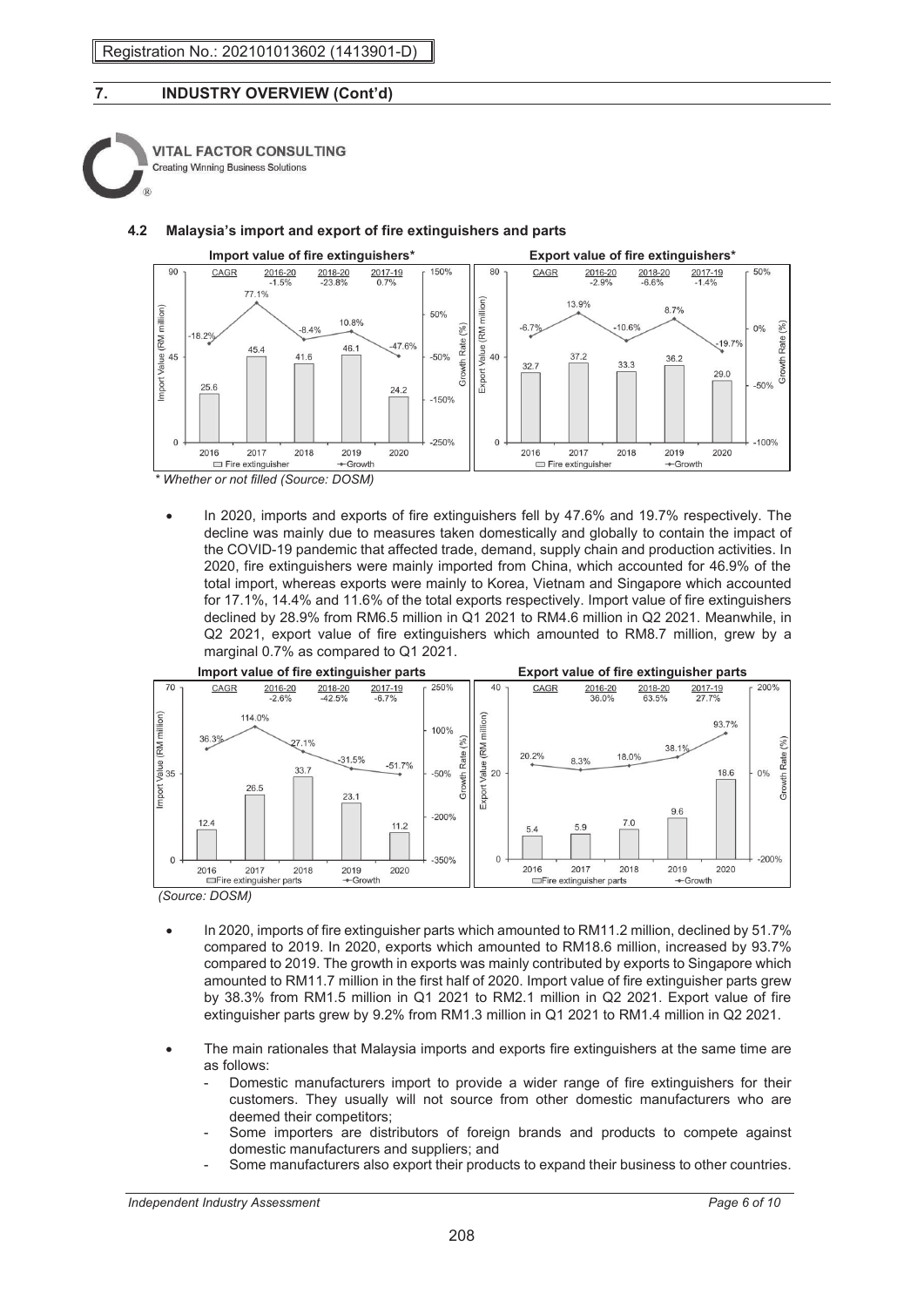## 7. INDUSTRY OVERVIEW (Cont'd)

### 4.2 Malaysia's import and export of fire extinguishers and parts

**Import value of fire extinguishers***

| CAGR | 2016-20 | 2018-20 | 2017-19 |
|---|---|---|---|
| | -1.5% | -23.8% | 0.7% |

| Year | 2016 | 2017 | 2018 | 2019 | 2020 |
|---|---|---|---|---|---|
| Fire extinguisher (RM million) | 25.6 | 45.4 | 41.6 | 46.1 | 24.2 |
| Growth (%) | -18.2% | 77.1% | -8.4% | 10.8% | -47.6% |

**Export value of fire extinguishers***

| CAGR | 2016-20 | 2018-20 | 2017-19 |
|---|---|---|---|
| | -2.9% | -6.6% | -1.4% |

| Year | 2016 | 2017 | 2018 | 2019 | 2020 |
|---|---|---|---|---|---|
| Fire extinguisher (RM million) | 32.7 | 37.2 | 33.3 | 36.2 | 29.0 |
| Growth (%) | -6.7% | 13.9% | -10.6% | 8.7% | -19.7% |

*\* Whether or not filled (Source: DOSM)*

- In 2020, imports and exports of fire extinguishers fell by 47.6% and 19.7% respectively. The decline was mainly due to measures taken domestically and globally to contain the impact of the COVID-19 pandemic that affected trade, demand, supply chain and production activities. In 2020, fire extinguishers were mainly imported from China, which accounted for 46.9% of the total import, whereas exports were mainly to Korea, Vietnam and Singapore which accounted for 17.1%, 14.4% and 11.6% of the total exports respectively. Import value of fire extinguishers declined by 28.9% from RM6.5 million in Q1 2021 to RM4.6 million in Q2 2021. Meanwhile, in Q2 2021, export value of fire extinguishers which amounted to RM8.7 million, grew by a marginal 0.7% as compared to Q1 2021.

**Import value of fire extinguisher parts**

| CAGR | 2016-20 | 2018-20 | 2017-19 |
|---|---|---|---|
| | -2.6% | -42.5% | -6.7% |

| Year | 2016 | 2017 | 2018 | 2019 | 2020 |
|---|---|---|---|---|---|
| Fire extinguisher parts (RM million) | 12.4 | 26.5 | 33.7 | 23.1 | 11.2 |
| Growth (%) | 36.3% | 114.0% | 27.1% | -31.5% | -51.7% |

**Export value of fire extinguisher parts**

| CAGR | 2016-20 | 2018-20 | 2017-19 |
|---|---|---|---|
| | 36.0% | 63.5% | 27.7% |

| Year | 2016 | 2017 | 2018 | 2019 | 2020 |
|---|---|---|---|---|---|
| Fire extinguisher parts (RM million) | 5.4 | 5.9 | 7.0 | 9.6 | 18.6 |
| Growth (%) | 20.2% | 8.3% | 18.0% | 38.1% | 93.7% |

*(Source: DOSM)*

- In 2020, imports of fire extinguisher parts which amounted to RM11.2 million, declined by 51.7% compared to 2019. In 2020, exports which amounted to RM18.6 million, increased by 93.7% compared to 2019. The growth in exports was mainly contributed by exports to Singapore which amounted to RM11.7 million in the first half of 2020. Import value of fire extinguisher parts grew by 38.3% from RM1.5 million in Q1 2021 to RM2.1 million in Q2 2021. Export value of fire extinguisher parts grew by 9.2% from RM1.3 million in Q1 2021 to RM1.4 million in Q2 2021.

- The main rationales that Malaysia imports and exports fire extinguishers at the same time are as follows:
  - Domestic manufacturers import to provide a wider range of fire extinguishers for their customers. They usually will not source from other domestic manufacturers who are deemed their competitors;
  - Some importers are distributors of foreign brands and products to compete against domestic manufacturers and suppliers; and
  - Some manufacturers also export their products to expand their business to other countries.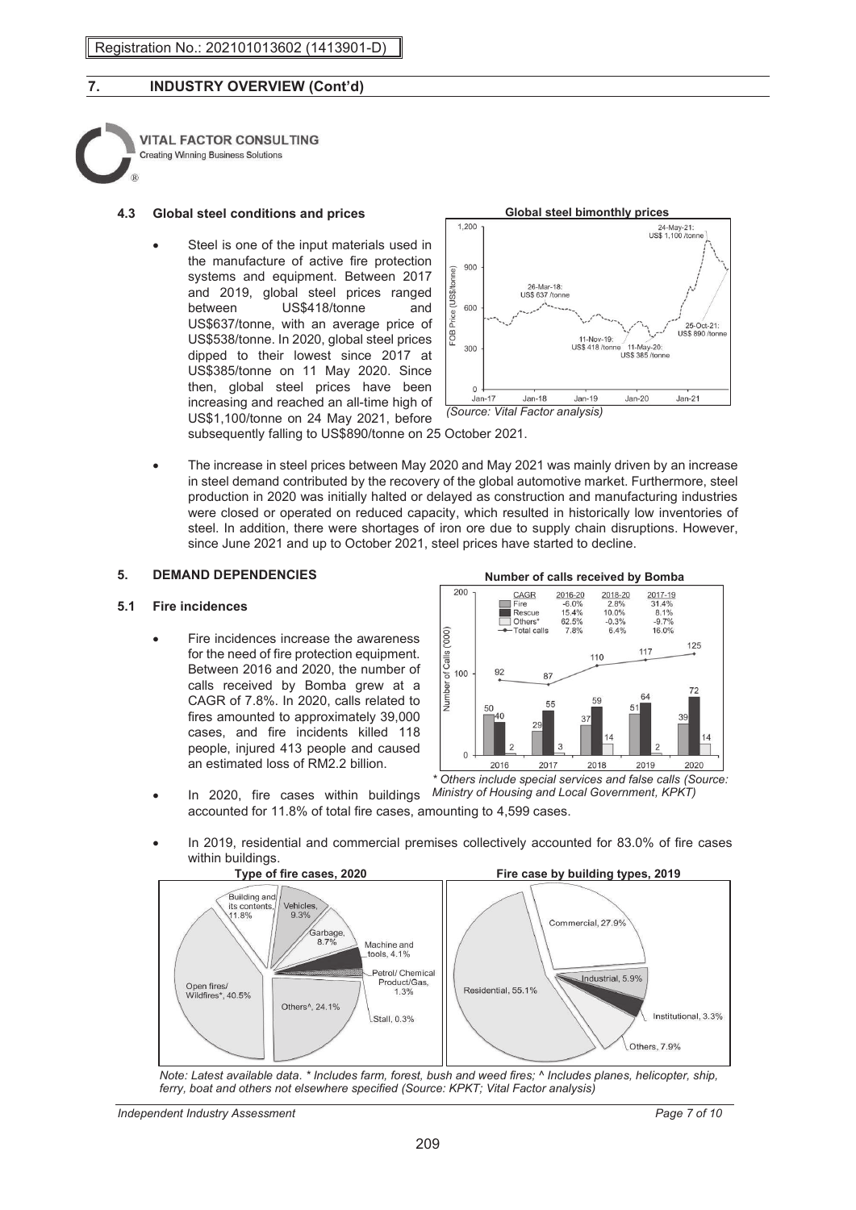## 7. INDUSTRY OVERVIEW (Cont'd)

VITAL FACTOR CONSULTING
Creating Winning Business Solutions

### 4.3 Global steel conditions and prices

- Steel is one of the input materials used in the manufacture of active fire protection systems and equipment. Between 2017 and 2019, global steel prices ranged between US$418/tonne and US$637/tonne, with an average price of US$538/tonne. In 2020, global steel prices dipped to their lowest since 2017 at US$385/tonne on 11 May 2020. Since then, global steel prices have been increasing and reached an all-time high of US$1,100/tonne on 24 May 2021, before subsequently falling to US$890/tonne on 25 October 2021.

**Global steel bimonthly prices**

*(Source: Vital Factor analysis)*

- The increase in steel prices between May 2020 and May 2021 was mainly driven by an increase in steel demand contributed by the recovery of the global automotive market. Furthermore, steel production in 2020 was initially halted or delayed as construction and manufacturing industries were closed or operated on reduced capacity, which resulted in historically low inventories of steel. In addition, there were shortages of iron ore due to supply chain disruptions. However, since June 2021 and up to October 2021, steel prices have started to decline.

### 5. DEMAND DEPENDENCIES

### 5.1 Fire incidences

- Fire incidences increase the awareness for the need of fire protection equipment. Between 2016 and 2020, the number of calls received by Bomba grew at a CAGR of 7.8%. In 2020, calls related to fires amounted to approximately 39,000 cases, and fire incidents killed 118 people, injured 413 people and caused an estimated loss of RM2.2 billion.

**Number of calls received by Bomba**

| CAGR | 2016-20 | 2018-20 | 2017-19 |
|---|---|---|---|
| Fire | -6.0% | 2.8% | 31.4% |
| Rescue | 15.4% | 10.0% | 8.1% |
| Others* | 62.5% | -0.3% | -9.7% |
| Total calls | 7.8% | 6.4% | 16.0% |

| Number of Calls ('000) | 2016 | 2017 | 2018 | 2019 | 2020 |
|---|---|---|---|---|---|
| Fire | 50 | 29 | 37 | 51 | 39 |
| Rescue | 40 | 55 | 59 | 64 | 72 |
| Others* | 2 | 3 | 14 | 2 | 14 |
| Total calls | 92 | 87 | 110 | 117 | 125 |

*\* Others include special services and false calls (Source: Ministry of Housing and Local Government, KPKT)*

- In 2020, fire cases within buildings accounted for 11.8% of total fire cases, amounting to 4,599 cases.

- In 2019, residential and commercial premises collectively accounted for 83.0% of fire cases within buildings.

**Type of fire cases, 2020**

| Type | Share |
|---|---|
| Open fires/ Wildfires* | 40.5% |
| Others^ | 24.1% |
| Building and its contents | 11.8% |
| Vehicles | 9.3% |
| Garbage | 8.7% |
| Machine and tools | 4.1% |
| Petrol/ Chemical Product/Gas | 1.3% |
| Stall | 0.3% |

**Fire case by building types, 2019**

| Building type | Share |
|---|---|
| Residential | 55.1% |
| Commercial | 27.9% |
| Industrial | 5.9% |
| Institutional | 3.3% |
| Others | 7.9% |

*Note: Latest available data. \* Includes farm, forest, bush and weed fires; ^ Includes planes, helicopter, ship, ferry, boat and others not elsewhere specified (Source: KPKT; Vital Factor analysis)*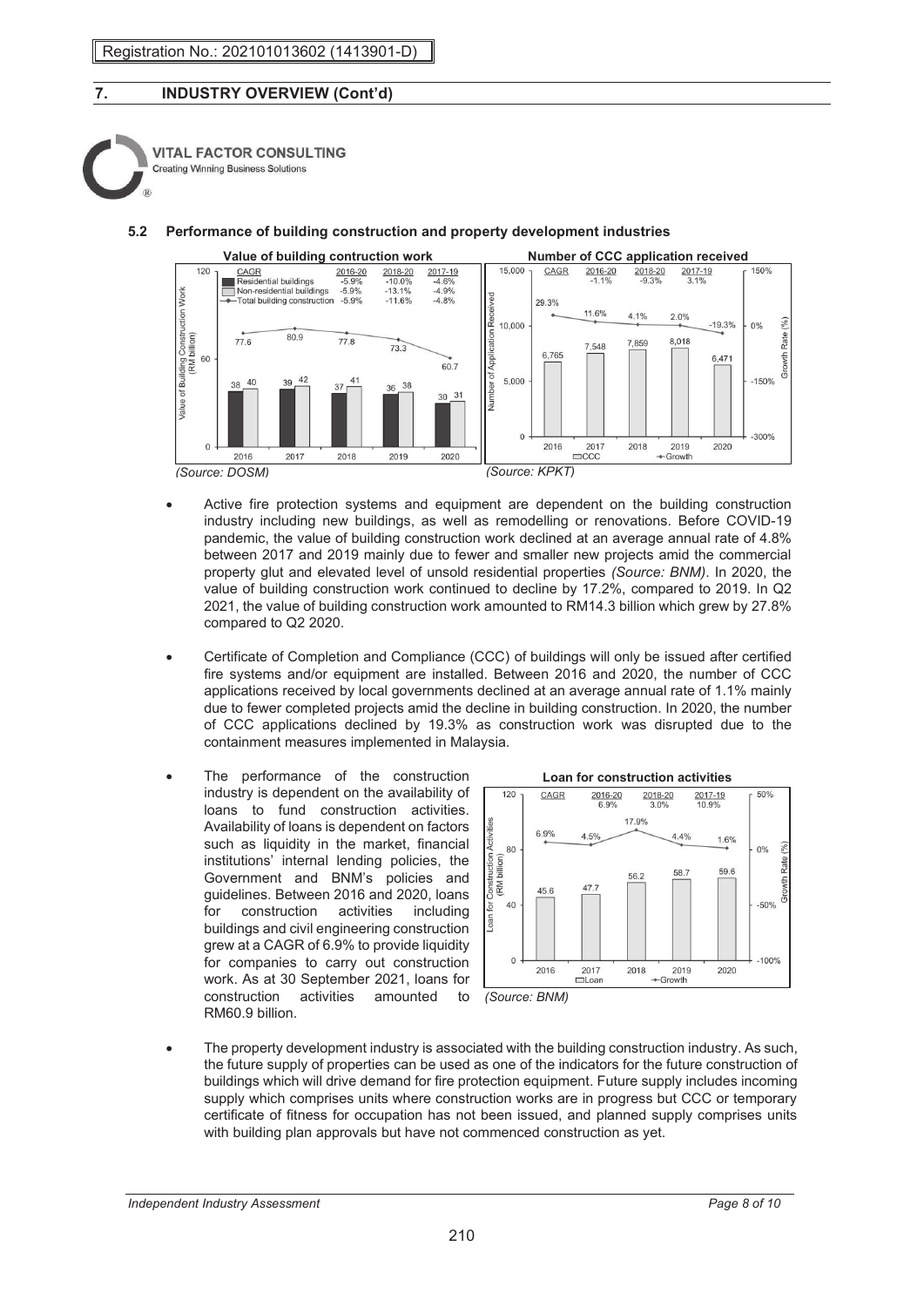## 7. INDUSTRY OVERVIEW (Cont'd)

### 5.2 Performance of building construction and property development industries

**Value of building contruction work**

| CAGR | 2016-20 | 2018-20 | 2017-19 |
|---|---|---|---|
| Residential buildings | -5.9% | -10.0% | -4.6% |
| Non-residential buildings | -5.9% | -13.1% | -4.9% |
| Total building construction | -5.9% | -11.6% | -4.8% |

| Value of Building Construction Work (RM billion) | 2016 | 2017 | 2018 | 2019 | 2020 |
|---|---|---|---|---|---|
| Residential buildings | 38 | 39 | 37 | 36 | 30 |
| Non-residential buildings | 40 | 42 | 41 | 38 | 31 |
| Total building construction | 77.6 | 80.9 | 77.8 | 73.3 | 60.7 |

*(Source: DOSM)*

**Number of CCC application received**

| CAGR | 2016-20 | 2018-20 | 2017-19 |
|---|---|---|---|
| | -1.1% | -9.3% | 3.1% |

| | 2016 | 2017 | 2018 | 2019 | 2020 |
|---|---|---|---|---|---|
| CCC (Number of Application Received) | 6,765 | 7,548 | 7,859 | 8,018 | 6,471 |
| Growth Rate (%) | 29.3% | 11.6% | 4.1% | 2.0% | -19.3% |

*(Source: KPKT)*

- Active fire protection systems and equipment are dependent on the building construction industry including new buildings, as well as remodelling or renovations. Before COVID-19 pandemic, the value of building construction work declined at an average annual rate of 4.8% between 2017 and 2019 mainly due to fewer and smaller new projects amid the commercial property glut and elevated level of unsold residential properties *(Source: BNM)*. In 2020, the value of building construction work continued to decline by 17.2%, compared to 2019. In Q2 2021, the value of building construction work amounted to RM14.3 billion which grew by 27.8% compared to Q2 2020.

- Certificate of Completion and Compliance (CCC) of buildings will only be issued after certified fire systems and/or equipment are installed. Between 2016 and 2020, the number of CCC applications received by local governments declined at an average annual rate of 1.1% mainly due to fewer completed projects amid the decline in building construction. In 2020, the number of CCC applications declined by 19.3% as construction work was disrupted due to the containment measures implemented in Malaysia.

- The performance of the construction industry is dependent on the availability of loans to fund construction activities. Availability of loans is dependent on factors such as liquidity in the market, financial institutions' internal lending policies, the Government and BNM's policies and guidelines. Between 2016 and 2020, loans for construction activities including buildings and civil engineering construction grew at a CAGR of 6.9% to provide liquidity for companies to carry out construction work. As at 30 September 2021, loans for construction activities amounted to RM60.9 billion.

**Loan for construction activities**

| CAGR | 2016-20 | 2018-20 | 2017-19 |
|---|---|---|---|
| | 6.9% | 3.0% | 10.9% |

| | 2016 | 2017 | 2018 | 2019 | 2020 |
|---|---|---|---|---|---|
| Loan for Construction Activities (RM billion) | 45.6 | 47.7 | 56.2 | 58.7 | 59.6 |
| Growth Rate (%) | 6.9% | 4.5% | 17.9% | 4.4% | 1.6% |

*(Source: BNM)*

- The property development industry is associated with the building construction industry. As such, the future supply of properties can be used as one of the indicators for the future construction of buildings which will drive demand for fire protection equipment. Future supply includes incoming supply which comprises units where construction works are in progress but CCC or temporary certificate of fitness for occupation has not been issued, and planned supply comprises units with building plan approvals but have not commenced construction as yet.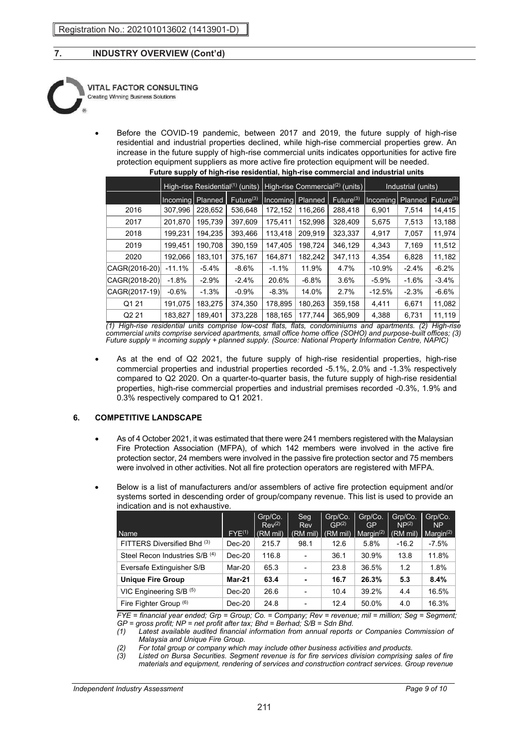- Before the COVID-19 pandemic, between 2017 and 2019, the future supply of high-rise residential and industrial properties declined, while high-rise commercial properties grew. An increase in the future supply of high-rise commercial units indicates opportunities for active fire protection equipment suppliers as more active fire protection equipment will be needed.

**Future supply of high-rise residential, high-rise commercial and industrial units**

| | High-rise Residential[1] (units) | | | High-rise Commercial[2] (units) | | | Industrial (units) | | |
|---|---|---|---|---|---|---|---|---|---|
| | Incoming | Planned | Future[3] | Incoming | Planned | Future[3] | Incoming | Planned | Future[3] |
| 2016 | 307,996 | 228,652 | 536,648 | 172,152 | 116,266 | 288,418 | 6,901 | 7,514 | 14,415 |
| 2017 | 201,870 | 195,739 | 397,609 | 175,411 | 152,998 | 328,409 | 5,675 | 7,513 | 13,188 |
| 2018 | 199,231 | 194,235 | 393,466 | 113,418 | 209,919 | 323,337 | 4,917 | 7,057 | 11,974 |
| 2019 | 199,451 | 190,708 | 390,159 | 147,405 | 198,724 | 346,129 | 4,343 | 7,169 | 11,512 |
| 2020 | 192,066 | 183,101 | 375,167 | 164,871 | 182,242 | 347,113 | 4,354 | 6,828 | 11,182 |
| CAGR(2016-20) | -11.1% | -5.4% | -8.6% | -1.1% | 11.9% | 4.7% | -10.9% | -2.4% | -6.2% |
| CAGR(2018-20) | -1.8% | -2.9% | -2.4% | 20.6% | -6.8% | 3.6% | -5.9% | -1.6% | -3.4% |
| CAGR(2017-19) | -0.6% | -1.3% | -0.9% | -8.3% | 14.0% | 2.7% | -12.5% | -2.3% | -6.6% |
| Q1 21 | 191,075 | 183,275 | 374,350 | 178,895 | 180,263 | 359,158 | 4,411 | 6,671 | 11,082 |
| Q2 21 | 183,827 | 189,401 | 373,228 | 188,165 | 177,744 | 365,909 | 4,388 | 6,731 | 11,119 |

*(1) High-rise residential units comprise low-cost flats, flats, condominiums and apartments. (2) High-rise commercial units comprise serviced apartments, small office home office (SOHO) and purpose-built offices; (3) Future supply = incoming supply + planned supply. (Source: National Property Information Centre, NAPIC)*

- As at the end of Q2 2021, the future supply of high-rise residential properties, high-rise commercial properties and industrial properties recorded -5.1%, 2.0% and -1.3% respectively compared to Q2 2020. On a quarter-to-quarter basis, the future supply of high-rise residential properties, high-rise commercial properties and industrial premises recorded -0.3%, 1.9% and 0.3% respectively compared to Q1 2021.

## 6. COMPETITIVE LANDSCAPE

- As of 4 October 2021, it was estimated that there were 241 members registered with the Malaysian Fire Protection Association (MFPA), of which 142 members were involved in the active fire protection sector, 24 members were involved in the passive fire protection sector and 75 members were involved in other activities. Not all fire protection operators are registered with MFPA.

- Below is a list of manufacturers and/or assemblers of active fire protection equipment and/or systems sorted in descending order of group/company revenue. This list is used to provide an indication and is not exhaustive.

| Name | FYE[1] | Grp/Co. Rev[2] (RM mil) | Seg Rev (RM mil) | Grp/Co. GP[2] (RM mil) | Grp/Co. GP Margin[2] | Grp/Co. NP[2] (RM mil) | Grp/Co. NP Margin[2] |
|---|---|---|---|---|---|---|---|
| FITTERS Diversified Bhd [3] | Dec-20 | 215.7 | 98.1 | 12.6 | 5.8% | -16.2 | -7.5% |
| Steel Recon Industries S/B [4] | Dec-20 | 116.8 | - | 36.1 | 30.9% | 13.8 | 11.8% |
| Eversafe Extinguisher S/B | Mar-20 | 65.3 | - | 23.8 | 36.5% | 1.2 | 1.8% |
| **Unique Fire Group** | **Mar-21** | **63.4** | **-** | **16.7** | **26.3%** | **5.3** | **8.4%** |
| VIC Engineering S/B [5] | Dec-20 | 26.6 | - | 10.4 | 39.2% | 4.4 | 16.5% |
| Fire Fighter Group [6] | Dec-20 | 24.8 | - | 12.4 | 50.0% | 4.0 | 16.3% |

*FYE = financial year ended; Grp = Group; Co. = Company; Rev = revenue; mil = million; Seg = Segment; GP = gross profit; NP = net profit after tax; Bhd = Berhad; S/B = Sdn Bhd.*

*(1) Latest available audited financial information from annual reports or Companies Commission of Malaysia and Unique Fire Group.*

*(2) For total group or company which may include other business activities and products.*

*(3) Listed on Bursa Securities. Segment revenue is for fire services division comprising sales of fire materials and equipment, rendering of services and construction contract services. Group revenue*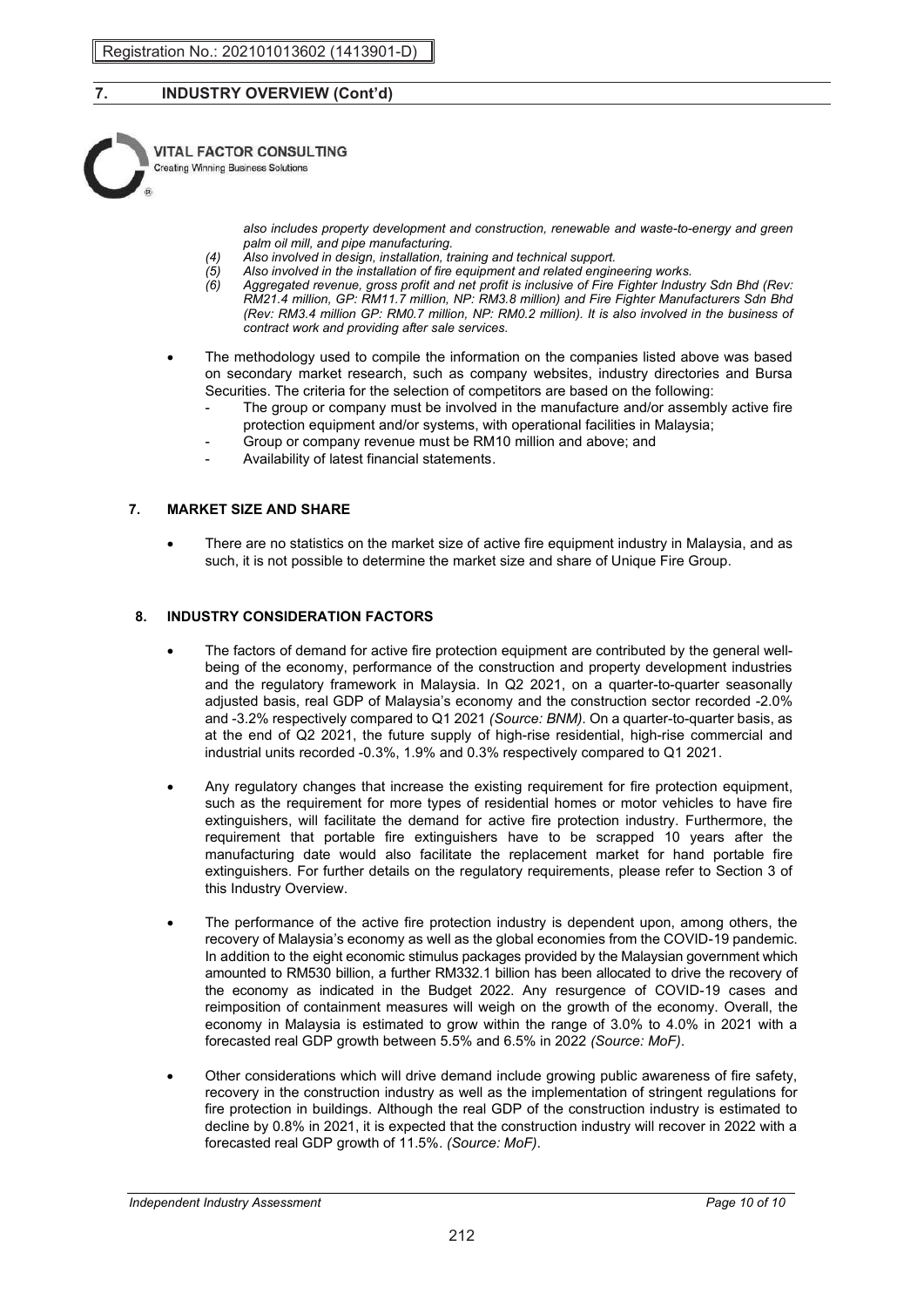*also includes property development and construction, renewable and waste-to-energy and green palm oil mill, and pipe manufacturing.*

*(4) Also involved in design, installation, training and technical support.*

*(5) Also involved in the installation of fire equipment and related engineering works.*

*(6) Aggregated revenue, gross profit and net profit is inclusive of Fire Fighter Industry Sdn Bhd (Rev: RM21.4 million, GP: RM11.7 million, NP: RM3.8 million) and Fire Fighter Manufacturers Sdn Bhd (Rev: RM3.4 million GP: RM0.7 million, NP: RM0.2 million). It is also involved in the business of contract work and providing after sale services.*

- The methodology used to compile the information on the companies listed above was based on secondary market research, such as company websites, industry directories and Bursa Securities. The criteria for the selection of competitors are based on the following:
  - The group or company must be involved in the manufacture and/or assembly active fire protection equipment and/or systems, with operational facilities in Malaysia;
  - Group or company revenue must be RM10 million and above; and
  - Availability of latest financial statements.

## 7. MARKET SIZE AND SHARE

- There are no statistics on the market size of active fire equipment industry in Malaysia, and as such, it is not possible to determine the market size and share of Unique Fire Group.

## 8. INDUSTRY CONSIDERATION FACTORS

- The factors of demand for active fire protection equipment are contributed by the general well-being of the economy, performance of the construction and property development industries and the regulatory framework in Malaysia. In Q2 2021, on a quarter-to-quarter seasonally adjusted basis, real GDP of Malaysia's economy and the construction sector recorded -2.0% and -3.2% respectively compared to Q1 2021 *(Source: BNM)*. On a quarter-to-quarter basis, as at the end of Q2 2021, the future supply of high-rise residential, high-rise commercial and industrial units recorded -0.3%, 1.9% and 0.3% respectively compared to Q1 2021.

- Any regulatory changes that increase the existing requirement for fire protection equipment, such as the requirement for more types of residential homes or motor vehicles to have fire extinguishers, will facilitate the demand for active fire protection industry. Furthermore, the requirement that portable fire extinguishers have to be scrapped 10 years after the manufacturing date would also facilitate the replacement market for hand portable fire extinguishers. For further details on the regulatory requirements, please refer to Section 3 of this Industry Overview.

- The performance of the active fire protection industry is dependent upon, among others, the recovery of Malaysia's economy as well as the global economies from the COVID-19 pandemic. In addition to the eight economic stimulus packages provided by the Malaysian government which amounted to RM530 billion, a further RM332.1 billion has been allocated to drive the recovery of the economy as indicated in the Budget 2022. Any resurgence of COVID-19 cases and reimposition of containment measures will weigh on the growth of the economy. Overall, the economy in Malaysia is estimated to grow within the range of 3.0% to 4.0% in 2021 with a forecasted real GDP growth between 5.5% and 6.5% in 2022 *(Source: MoF)*.

- Other considerations which will drive demand include growing public awareness of fire safety, recovery in the construction industry as well as the implementation of stringent regulations for fire protection in buildings. Although the real GDP of the construction industry is estimated to decline by 0.8% in 2021, it is expected that the construction industry will recover in 2022 with a forecasted real GDP growth of 11.5%. *(Source: MoF)*.